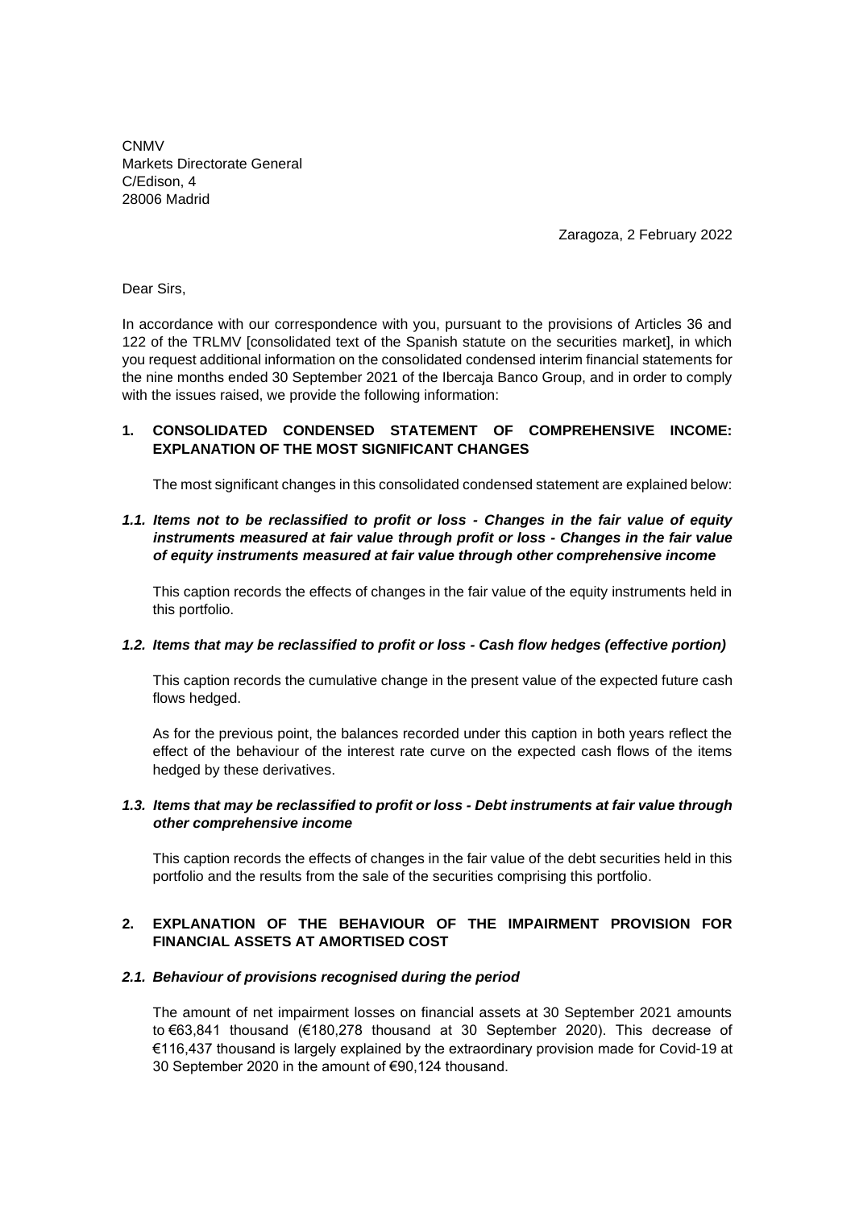CNMV
Markets Directorate General
C/Edison, 4
28006 Madrid

Zaragoza, 2 February 2022

Dear Sirs,

In accordance with our correspondence with you, pursuant to the provisions of Articles 36 and 122 of the TRLMV [consolidated text of the Spanish statute on the securities market], in which you request additional information on the consolidated condensed interim financial statements for the nine months ended 30 September 2021 of the Ibercaja Banco Group, and in order to comply with the issues raised, we provide the following information:

## 1. CONSOLIDATED CONDENSED STATEMENT OF COMPREHENSIVE INCOME: EXPLANATION OF THE MOST SIGNIFICANT CHANGES

The most significant changes in this consolidated condensed statement are explained below:

### *1.1. Items not to be reclassified to profit or loss - Changes in the fair value of equity instruments measured at fair value through profit or loss - Changes in the fair value of equity instruments measured at fair value through other comprehensive income*

This caption records the effects of changes in the fair value of the equity instruments held in this portfolio.

### *1.2. Items that may be reclassified to profit or loss - Cash flow hedges (effective portion)*

This caption records the cumulative change in the present value of the expected future cash flows hedged.

As for the previous point, the balances recorded under this caption in both years reflect the effect of the behaviour of the interest rate curve on the expected cash flows of the items hedged by these derivatives.

### *1.3. Items that may be reclassified to profit or loss - Debt instruments at fair value through other comprehensive income*

This caption records the effects of changes in the fair value of the debt securities held in this portfolio and the results from the sale of the securities comprising this portfolio.

## 2. EXPLANATION OF THE BEHAVIOUR OF THE IMPAIRMENT PROVISION FOR FINANCIAL ASSETS AT AMORTISED COST

### *2.1. Behaviour of provisions recognised during the period*

The amount of net impairment losses on financial assets at 30 September 2021 amounts to €63,841 thousand (€180,278 thousand at 30 September 2020). This decrease of €116,437 thousand is largely explained by the extraordinary provision made for Covid-19 at 30 September 2020 in the amount of €90,124 thousand.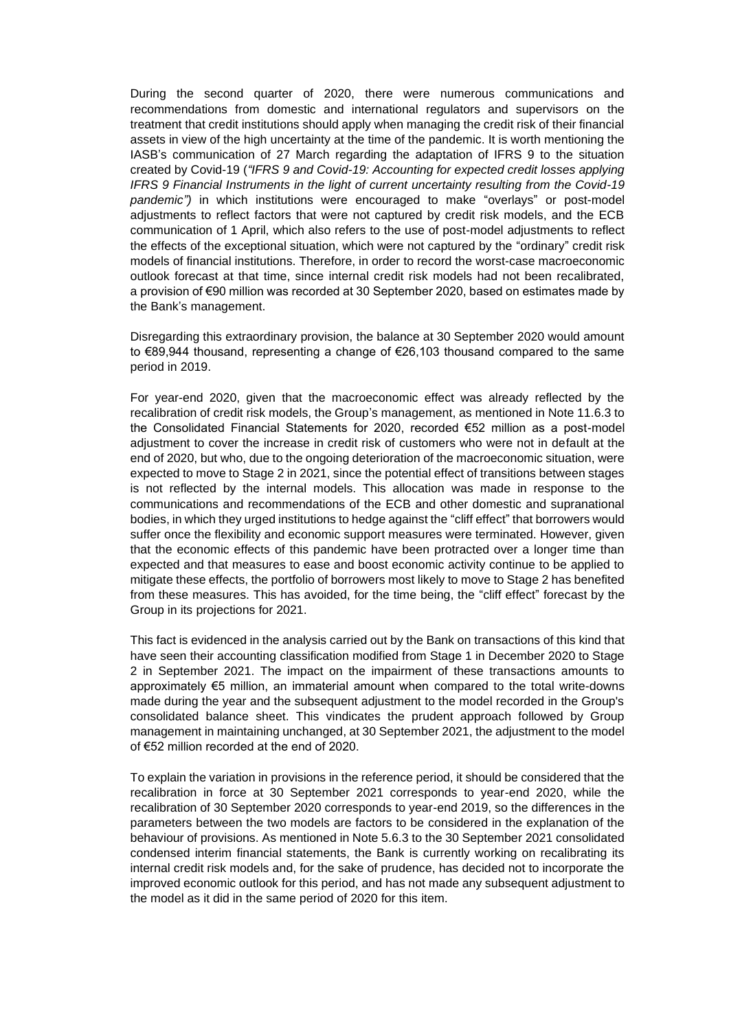During the second quarter of 2020, there were numerous communications and recommendations from domestic and international regulators and supervisors on the treatment that credit institutions should apply when managing the credit risk of their financial assets in view of the high uncertainty at the time of the pandemic. It is worth mentioning the IASB's communication of 27 March regarding the adaptation of IFRS 9 to the situation created by Covid-19 (*"IFRS 9 and Covid-19: Accounting for expected credit losses applying IFRS 9 Financial Instruments in the light of current uncertainty resulting from the Covid-19 pandemic")* in which institutions were encouraged to make "overlays" or post-model adjustments to reflect factors that were not captured by credit risk models, and the ECB communication of 1 April, which also refers to the use of post-model adjustments to reflect the effects of the exceptional situation, which were not captured by the "ordinary" credit risk models of financial institutions. Therefore, in order to record the worst-case macroeconomic outlook forecast at that time, since internal credit risk models had not been recalibrated, a provision of €90 million was recorded at 30 September 2020, based on estimates made by the Bank's management.

Disregarding this extraordinary provision, the balance at 30 September 2020 would amount to €89,944 thousand, representing a change of €26,103 thousand compared to the same period in 2019.

For year-end 2020, given that the macroeconomic effect was already reflected by the recalibration of credit risk models, the Group's management, as mentioned in Note 11.6.3 to the Consolidated Financial Statements for 2020, recorded €52 million as a post-model adjustment to cover the increase in credit risk of customers who were not in default at the end of 2020, but who, due to the ongoing deterioration of the macroeconomic situation, were expected to move to Stage 2 in 2021, since the potential effect of transitions between stages is not reflected by the internal models. This allocation was made in response to the communications and recommendations of the ECB and other domestic and supranational bodies, in which they urged institutions to hedge against the "cliff effect" that borrowers would suffer once the flexibility and economic support measures were terminated. However, given that the economic effects of this pandemic have been protracted over a longer time than expected and that measures to ease and boost economic activity continue to be applied to mitigate these effects, the portfolio of borrowers most likely to move to Stage 2 has benefited from these measures. This has avoided, for the time being, the "cliff effect" forecast by the Group in its projections for 2021.

This fact is evidenced in the analysis carried out by the Bank on transactions of this kind that have seen their accounting classification modified from Stage 1 in December 2020 to Stage 2 in September 2021. The impact on the impairment of these transactions amounts to approximately €5 million, an immaterial amount when compared to the total write-downs made during the year and the subsequent adjustment to the model recorded in the Group's consolidated balance sheet. This vindicates the prudent approach followed by Group management in maintaining unchanged, at 30 September 2021, the adjustment to the model of €52 million recorded at the end of 2020.

To explain the variation in provisions in the reference period, it should be considered that the recalibration in force at 30 September 2021 corresponds to year-end 2020, while the recalibration of 30 September 2020 corresponds to year-end 2019, so the differences in the parameters between the two models are factors to be considered in the explanation of the behaviour of provisions. As mentioned in Note 5.6.3 to the 30 September 2021 consolidated condensed interim financial statements, the Bank is currently working on recalibrating its internal credit risk models and, for the sake of prudence, has decided not to incorporate the improved economic outlook for this period, and has not made any subsequent adjustment to the model as it did in the same period of 2020 for this item.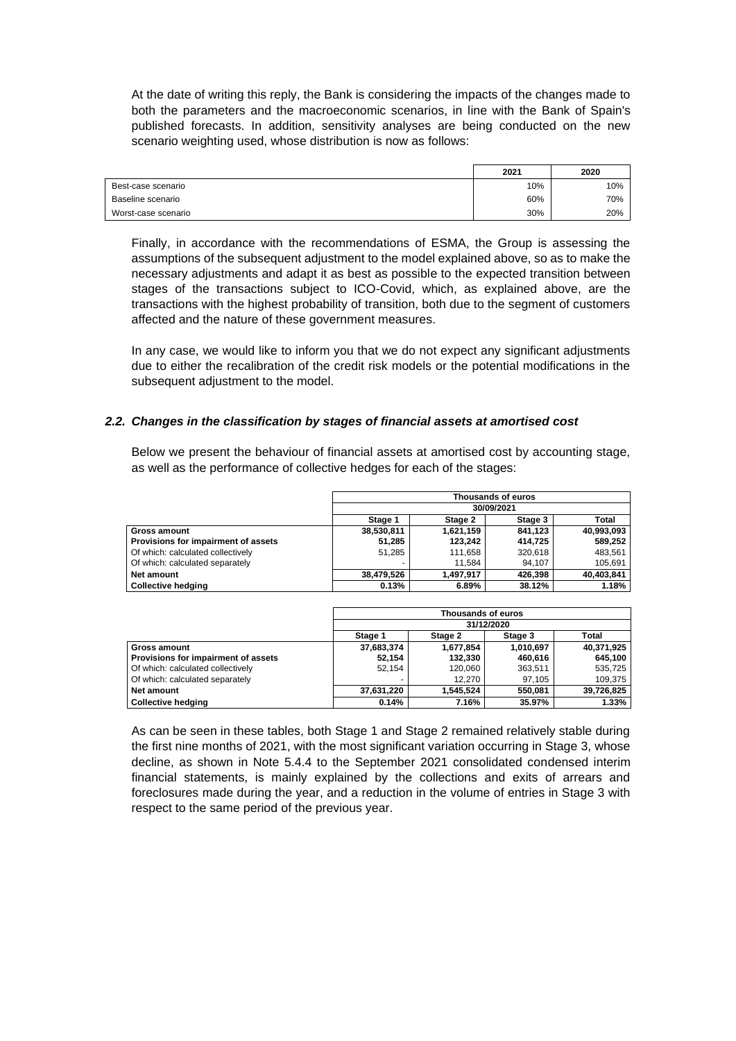At the date of writing this reply, the Bank is considering the impacts of the changes made to both the parameters and the macroeconomic scenarios, in line with the Bank of Spain's published forecasts. In addition, sensitivity analyses are being conducted on the new scenario weighting used, whose distribution is now as follows:

| | 2021 | 2020 |
|---|---|---|
| Best-case scenario | 10% | 10% |
| Baseline scenario | 60% | 70% |
| Worst-case scenario | 30% | 20% |

Finally, in accordance with the recommendations of ESMA, the Group is assessing the assumptions of the subsequent adjustment to the model explained above, so as to make the necessary adjustments and adapt it as best as possible to the expected transition between stages of the transactions subject to ICO-Covid, which, as explained above, are the transactions with the highest probability of transition, both due to the segment of customers affected and the nature of these government measures.

In any case, we would like to inform you that we do not expect any significant adjustments due to either the recalibration of the credit risk models or the potential modifications in the subsequent adjustment to the model.

### *2.2. Changes in the classification by stages of financial assets at amortised cost*

Below we present the behaviour of financial assets at amortised cost by accounting stage, as well as the performance of collective hedges for each of the stages:

| | Thousands of euros | | | |
|---|---|---|---|---|
| | 30/09/2021 | | | |
| | Stage 1 | Stage 2 | Stage 3 | Total |
| **Gross amount** | **38,530,811** | **1,621,159** | **841,123** | **40,993,093** |
| **Provisions for impairment of assets** | **51,285** | **123,242** | **414,725** | **589,252** |
| Of which: calculated collectively | 51,285 | 111,658 | 320,618 | 483,561 |
| Of which: calculated separately | - | 11,584 | 94,107 | 105,691 |
| **Net amount** | **38,479,526** | **1,497,917** | **426,398** | **40,403,841** |
| **Collective hedging** | **0.13%** | **6.89%** | **38.12%** | **1.18%** |

| | Thousands of euros | | | |
|---|---|---|---|---|
| | 31/12/2020 | | | |
| | Stage 1 | Stage 2 | Stage 3 | Total |
| **Gross amount** | **37,683,374** | **1,677,854** | **1,010,697** | **40,371,925** |
| **Provisions for impairment of assets** | **52,154** | **132,330** | **460,616** | **645,100** |
| Of which: calculated collectively | 52,154 | 120,060 | 363,511 | 535,725 |
| Of which: calculated separately | - | 12,270 | 97,105 | 109,375 |
| **Net amount** | **37,631,220** | **1,545,524** | **550,081** | **39,726,825** |
| **Collective hedging** | **0.14%** | **7.16%** | **35.97%** | **1.33%** |

As can be seen in these tables, both Stage 1 and Stage 2 remained relatively stable during the first nine months of 2021, with the most significant variation occurring in Stage 3, whose decline, as shown in Note 5.4.4 to the September 2021 consolidated condensed interim financial statements, is mainly explained by the collections and exits of arrears and foreclosures made during the year, and a reduction in the volume of entries in Stage 3 with respect to the same period of the previous year.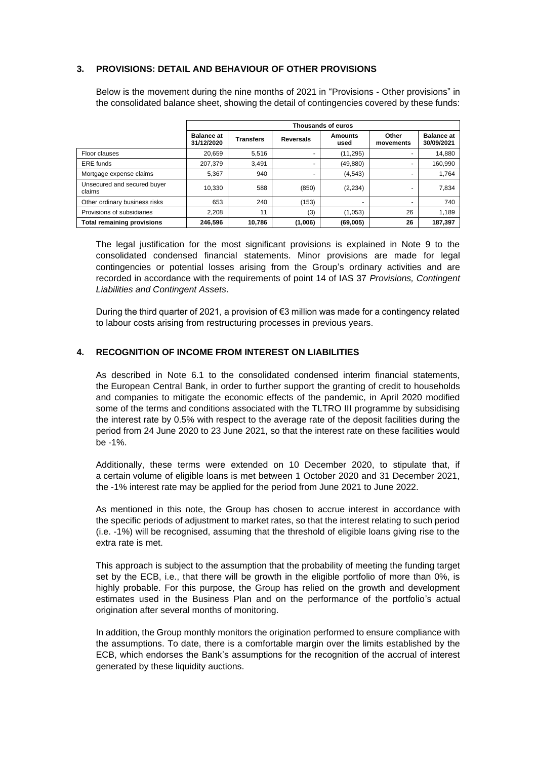## 3. PROVISIONS: DETAIL AND BEHAVIOUR OF OTHER PROVISIONS

Below is the movement during the nine months of 2021 in "Provisions - Other provisions" in the consolidated balance sheet, showing the detail of contingencies covered by these funds:

| | Thousands of euros | | | | | |
|---|---|---|---|---|---|---|
| | **Balance at 31/12/2020** | **Transfers** | **Reversals** | **Amounts used** | **Other movements** | **Balance at 30/09/2021** |
| Floor clauses | 20,659 | 5,516 | - | (11,295) | - | 14,880 |
| ERE funds | 207,379 | 3,491 | - | (49,880) | - | 160,990 |
| Mortgage expense claims | 5,367 | 940 | - | (4,543) | - | 1,764 |
| Unsecured and secured buyer claims | 10,330 | 588 | (850) | (2,234) | - | 7,834 |
| Other ordinary business risks | 653 | 240 | (153) | - | - | 740 |
| Provisions of subsidiaries | 2,208 | 11 | (3) | (1,053) | 26 | 1,189 |
| **Total remaining provisions** | **246,596** | **10,786** | **(1,006)** | **(69,005)** | **26** | **187,397** |

The legal justification for the most significant provisions is explained in Note 9 to the consolidated condensed financial statements. Minor provisions are made for legal contingencies or potential losses arising from the Group's ordinary activities and are recorded in accordance with the requirements of point 14 of IAS 37 *Provisions, Contingent Liabilities and Contingent Assets*.

During the third quarter of 2021, a provision of €3 million was made for a contingency related to labour costs arising from restructuring processes in previous years.

## 4. RECOGNITION OF INCOME FROM INTEREST ON LIABILITIES

As described in Note 6.1 to the consolidated condensed interim financial statements, the European Central Bank, in order to further support the granting of credit to households and companies to mitigate the economic effects of the pandemic, in April 2020 modified some of the terms and conditions associated with the TLTRO III programme by subsidising the interest rate by 0.5% with respect to the average rate of the deposit facilities during the period from 24 June 2020 to 23 June 2021, so that the interest rate on these facilities would be -1%.

Additionally, these terms were extended on 10 December 2020, to stipulate that, if a certain volume of eligible loans is met between 1 October 2020 and 31 December 2021, the -1% interest rate may be applied for the period from June 2021 to June 2022.

As mentioned in this note, the Group has chosen to accrue interest in accordance with the specific periods of adjustment to market rates, so that the interest relating to such period (i.e. -1%) will be recognised, assuming that the threshold of eligible loans giving rise to the extra rate is met.

This approach is subject to the assumption that the probability of meeting the funding target set by the ECB, i.e., that there will be growth in the eligible portfolio of more than 0%, is highly probable. For this purpose, the Group has relied on the growth and development estimates used in the Business Plan and on the performance of the portfolio's actual origination after several months of monitoring.

In addition, the Group monthly monitors the origination performed to ensure compliance with the assumptions. To date, there is a comfortable margin over the limits established by the ECB, which endorses the Bank's assumptions for the recognition of the accrual of interest generated by these liquidity auctions.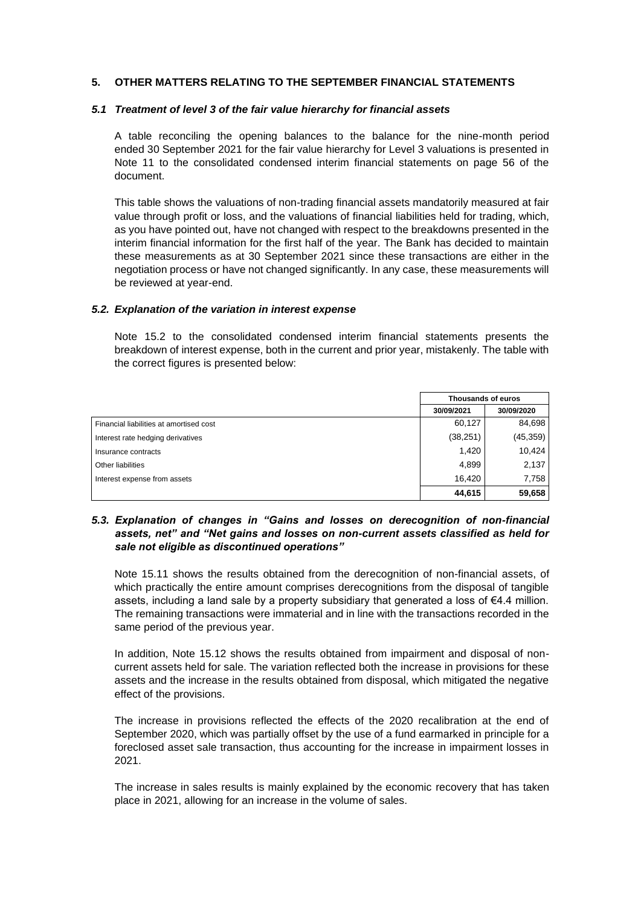## 5. OTHER MATTERS RELATING TO THE SEPTEMBER FINANCIAL STATEMENTS

### *5.1 Treatment of level 3 of the fair value hierarchy for financial assets*

A table reconciling the opening balances to the balance for the nine-month period ended 30 September 2021 for the fair value hierarchy for Level 3 valuations is presented in Note 11 to the consolidated condensed interim financial statements on page 56 of the document.

This table shows the valuations of non-trading financial assets mandatorily measured at fair value through profit or loss, and the valuations of financial liabilities held for trading, which, as you have pointed out, have not changed with respect to the breakdowns presented in the interim financial information for the first half of the year. The Bank has decided to maintain these measurements as at 30 September 2021 since these transactions are either in the negotiation process or have not changed significantly. In any case, these measurements will be reviewed at year-end.

### *5.2. Explanation of the variation in interest expense*

Note 15.2 to the consolidated condensed interim financial statements presents the breakdown of interest expense, both in the current and prior year, mistakenly. The table with the correct figures is presented below:

| | Thousands of euros | |
|---|---|---|
| | 30/09/2021 | 30/09/2020 |
| Financial liabilities at amortised cost | 60,127 | 84,698 |
| Interest rate hedging derivatives | (38,251) | (45,359) |
| Insurance contracts | 1,420 | 10,424 |
| Other liabilities | 4,899 | 2,137 |
| Interest expense from assets | 16,420 | 7,758 |
| | **44,615** | **59,658** |

### *5.3. Explanation of changes in "Gains and losses on derecognition of non-financial assets, net" and "Net gains and losses on non-current assets classified as held for sale not eligible as discontinued operations"*

Note 15.11 shows the results obtained from the derecognition of non-financial assets, of which practically the entire amount comprises derecognitions from the disposal of tangible assets, including a land sale by a property subsidiary that generated a loss of €4.4 million. The remaining transactions were immaterial and in line with the transactions recorded in the same period of the previous year.

In addition, Note 15.12 shows the results obtained from impairment and disposal of non-current assets held for sale. The variation reflected both the increase in provisions for these assets and the increase in the results obtained from disposal, which mitigated the negative effect of the provisions.

The increase in provisions reflected the effects of the 2020 recalibration at the end of September 2020, which was partially offset by the use of a fund earmarked in principle for a foreclosed asset sale transaction, thus accounting for the increase in impairment losses in 2021.

The increase in sales results is mainly explained by the economic recovery that has taken place in 2021, allowing for an increase in the volume of sales.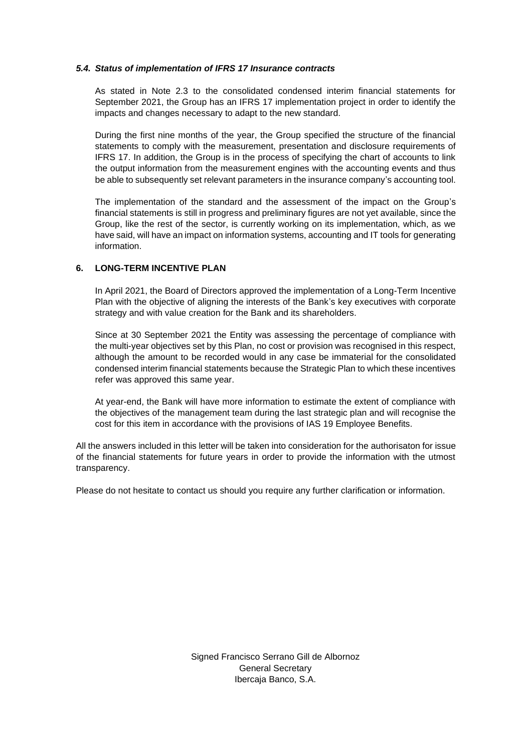### *5.4. Status of implementation of IFRS 17 Insurance contracts*

As stated in Note 2.3 to the consolidated condensed interim financial statements for September 2021, the Group has an IFRS 17 implementation project in order to identify the impacts and changes necessary to adapt to the new standard.

During the first nine months of the year, the Group specified the structure of the financial statements to comply with the measurement, presentation and disclosure requirements of IFRS 17. In addition, the Group is in the process of specifying the chart of accounts to link the output information from the measurement engines with the accounting events and thus be able to subsequently set relevant parameters in the insurance company's accounting tool.

The implementation of the standard and the assessment of the impact on the Group's financial statements is still in progress and preliminary figures are not yet available, since the Group, like the rest of the sector, is currently working on its implementation, which, as we have said, will have an impact on information systems, accounting and IT tools for generating information.

## 6. LONG-TERM INCENTIVE PLAN

In April 2021, the Board of Directors approved the implementation of a Long-Term Incentive Plan with the objective of aligning the interests of the Bank's key executives with corporate strategy and with value creation for the Bank and its shareholders.

Since at 30 September 2021 the Entity was assessing the percentage of compliance with the multi-year objectives set by this Plan, no cost or provision was recognised in this respect, although the amount to be recorded would in any case be immaterial for the consolidated condensed interim financial statements because the Strategic Plan to which these incentives refer was approved this same year.

At year-end, the Bank will have more information to estimate the extent of compliance with the objectives of the management team during the last strategic plan and will recognise the cost for this item in accordance with the provisions of IAS 19 Employee Benefits.

All the answers included in this letter will be taken into consideration for the authorisaton for issue of the financial statements for future years in order to provide the information with the utmost transparency.

Please do not hesitate to contact us should you require any further clarification or information.

Signed Francisco Serrano Gill de Albornoz
General Secretary
Ibercaja Banco, S.A.